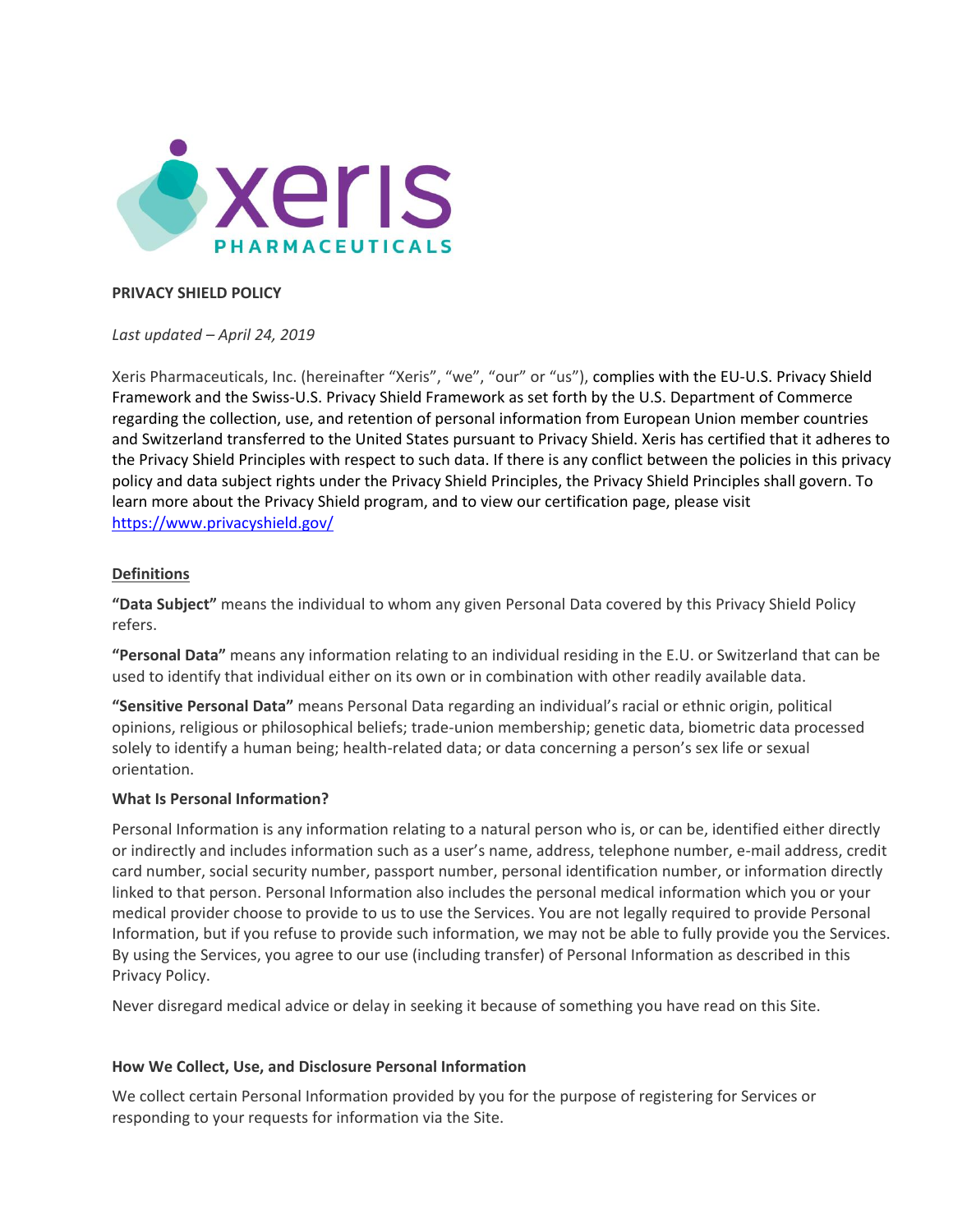# PRIVACY SHIELD POLICY

*Last updated – April 24, 2019*

Xeris Pharmaceuticals, Inc. (hereinafter "Xeris", "we", "our" or "us"), complies with the EU-U.S. Privacy Shield Framework and the Swiss-U.S. Privacy Shield Framework as set forth by the U.S. Department of Commerce regarding the collection, use, and retention of personal information from European Union member countries and Switzerland transferred to the United States pursuant to Privacy Shield. Xeris has certified that it adheres to the Privacy Shield Principles with respect to such data. If there is any conflict between the policies in this privacy policy and data subject rights under the Privacy Shield Principles, the Privacy Shield Principles shall govern. To learn more about the Privacy Shield program, and to view our certification page, please visit https://www.privacyshield.gov/

## Definitions

**"Data Subject"** means the individual to whom any given Personal Data covered by this Privacy Shield Policy refers.

**"Personal Data"** means any information relating to an individual residing in the E.U. or Switzerland that can be used to identify that individual either on its own or in combination with other readily available data.

**"Sensitive Personal Data"** means Personal Data regarding an individual's racial or ethnic origin, political opinions, religious or philosophical beliefs; trade-union membership; genetic data, biometric data processed solely to identify a human being; health-related data; or data concerning a person's sex life or sexual orientation.

### What Is Personal Information?

Personal Information is any information relating to a natural person who is, or can be, identified either directly or indirectly and includes information such as a user's name, address, telephone number, e-mail address, credit card number, social security number, passport number, personal identification number, or information directly linked to that person. Personal Information also includes the personal medical information which you or your medical provider choose to provide to us to use the Services. You are not legally required to provide Personal Information, but if you refuse to provide such information, we may not be able to fully provide you the Services. By using the Services, you agree to our use (including transfer) of Personal Information as described in this Privacy Policy.

Never disregard medical advice or delay in seeking it because of something you have read on this Site.

### How We Collect, Use, and Disclosure Personal Information

We collect certain Personal Information provided by you for the purpose of registering for Services or responding to your requests for information via the Site.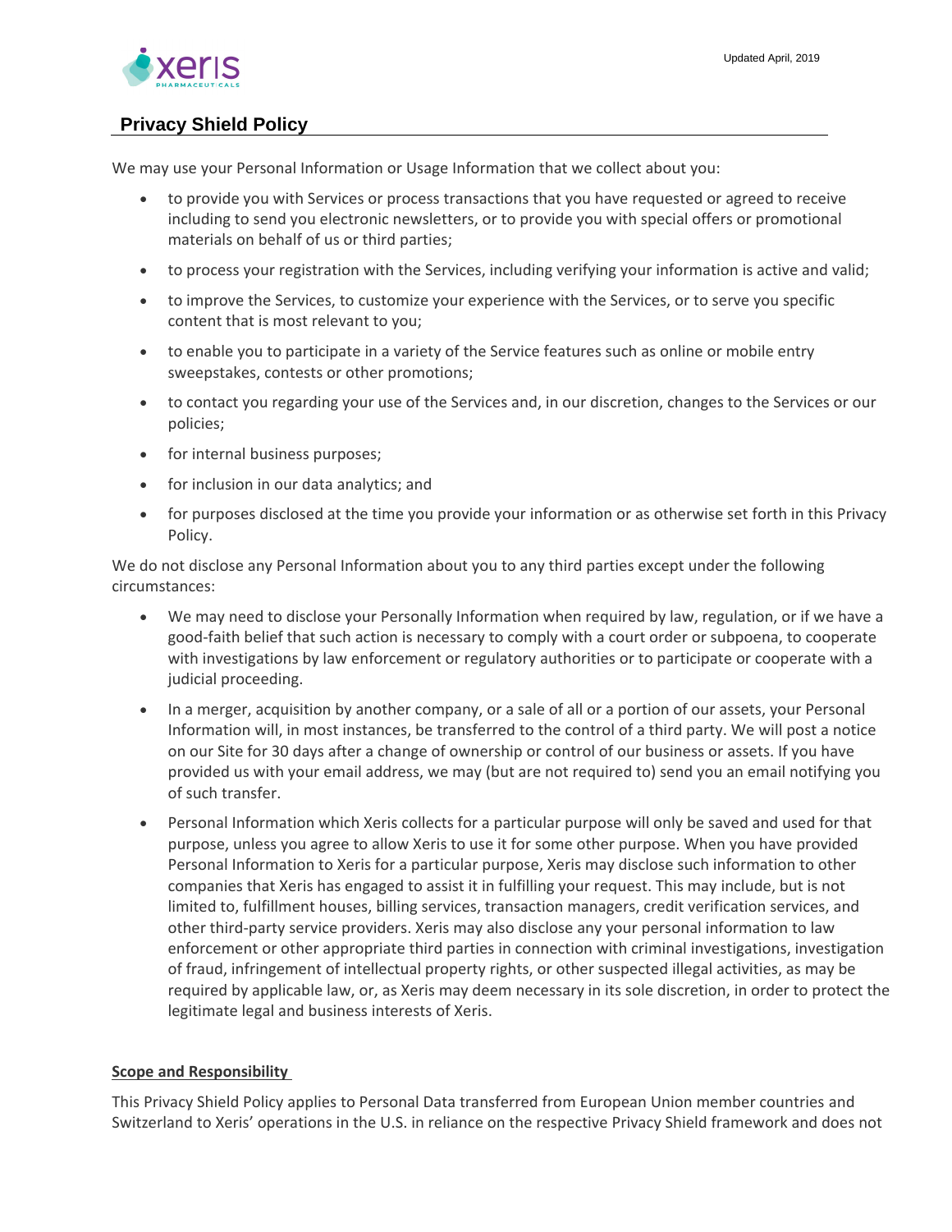## Privacy Shield Policy

We may use your Personal Information or Usage Information that we collect about you:

- to provide you with Services or process transactions that you have requested or agreed to receive including to send you electronic newsletters, or to provide you with special offers or promotional materials on behalf of us or third parties;
- to process your registration with the Services, including verifying your information is active and valid;
- to improve the Services, to customize your experience with the Services, or to serve you specific content that is most relevant to you;
- to enable you to participate in a variety of the Service features such as online or mobile entry sweepstakes, contests or other promotions;
- to contact you regarding your use of the Services and, in our discretion, changes to the Services or our policies;
- for internal business purposes;
- for inclusion in our data analytics; and
- for purposes disclosed at the time you provide your information or as otherwise set forth in this Privacy Policy.

We do not disclose any Personal Information about you to any third parties except under the following circumstances:

- We may need to disclose your Personally Information when required by law, regulation, or if we have a good-faith belief that such action is necessary to comply with a court order or subpoena, to cooperate with investigations by law enforcement or regulatory authorities or to participate or cooperate with a judicial proceeding.
- In a merger, acquisition by another company, or a sale of all or a portion of our assets, your Personal Information will, in most instances, be transferred to the control of a third party. We will post a notice on our Site for 30 days after a change of ownership or control of our business or assets. If you have provided us with your email address, we may (but are not required to) send you an email notifying you of such transfer.
- Personal Information which Xeris collects for a particular purpose will only be saved and used for that purpose, unless you agree to allow Xeris to use it for some other purpose. When you have provided Personal Information to Xeris for a particular purpose, Xeris may disclose such information to other companies that Xeris has engaged to assist it in fulfilling your request. This may include, but is not limited to, fulfillment houses, billing services, transaction managers, credit verification services, and other third-party service providers. Xeris may also disclose any your personal information to law enforcement or other appropriate third parties in connection with criminal investigations, investigation of fraud, infringement of intellectual property rights, or other suspected illegal activities, as may be required by applicable law, or, as Xeris may deem necessary in its sole discretion, in order to protect the legitimate legal and business interests of Xeris.

### Scope and Responsibility

This Privacy Shield Policy applies to Personal Data transferred from European Union member countries and Switzerland to Xeris' operations in the U.S. in reliance on the respective Privacy Shield framework and does not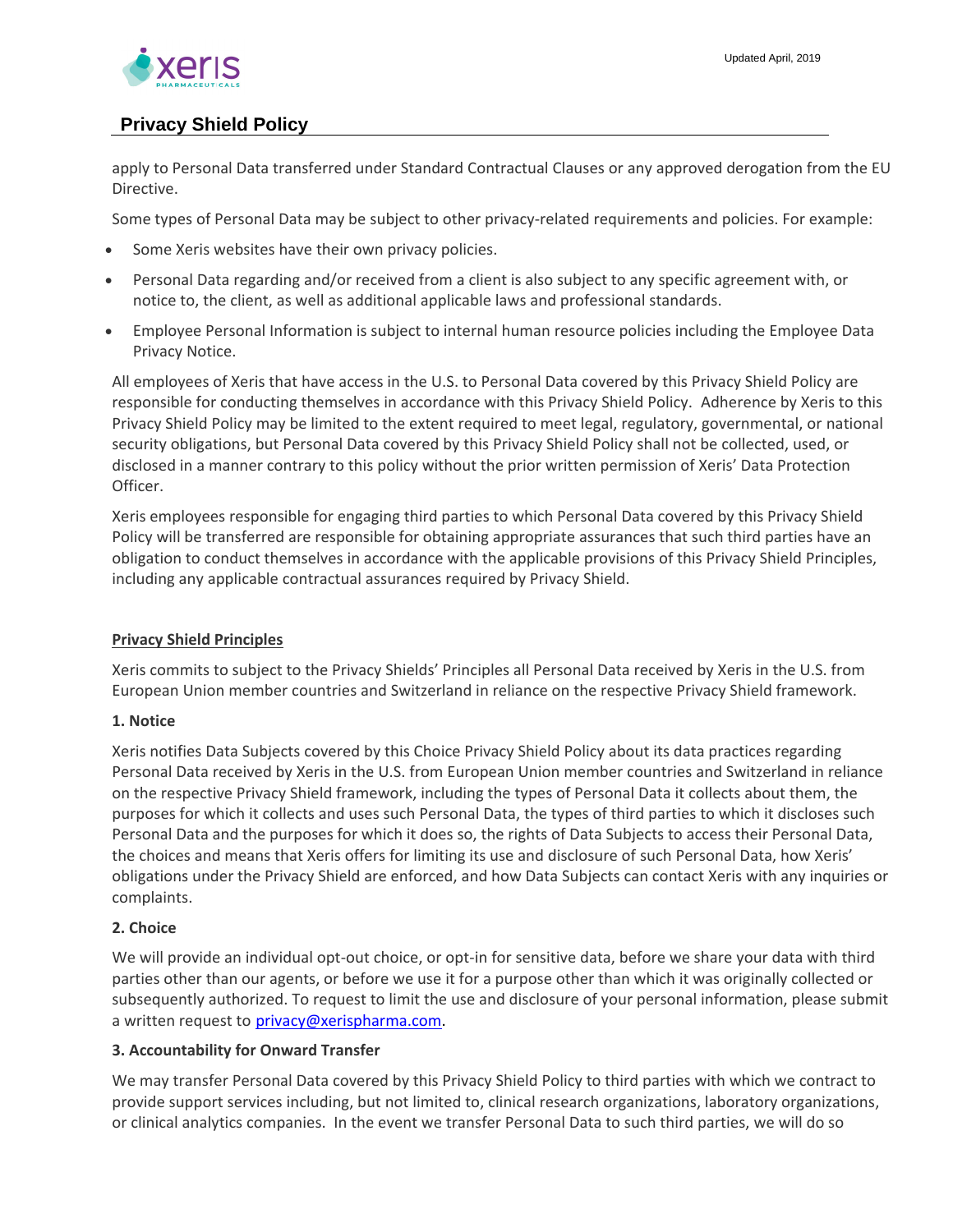apply to Personal Data transferred under Standard Contractual Clauses or any approved derogation from the EU Directive.

Some types of Personal Data may be subject to other privacy-related requirements and policies. For example:

- Some Xeris websites have their own privacy policies.
- Personal Data regarding and/or received from a client is also subject to any specific agreement with, or notice to, the client, as well as additional applicable laws and professional standards.
- Employee Personal Information is subject to internal human resource policies including the Employee Data Privacy Notice.

All employees of Xeris that have access in the U.S. to Personal Data covered by this Privacy Shield Policy are responsible for conducting themselves in accordance with this Privacy Shield Policy. Adherence by Xeris to this Privacy Shield Policy may be limited to the extent required to meet legal, regulatory, governmental, or national security obligations, but Personal Data covered by this Privacy Shield Policy shall not be collected, used, or disclosed in a manner contrary to this policy without the prior written permission of Xeris' Data Protection Officer.

Xeris employees responsible for engaging third parties to which Personal Data covered by this Privacy Shield Policy will be transferred are responsible for obtaining appropriate assurances that such third parties have an obligation to conduct themselves in accordance with the applicable provisions of this Privacy Shield Principles, including any applicable contractual assurances required by Privacy Shield.

## Privacy Shield Principles

Xeris commits to subject to the Privacy Shields' Principles all Personal Data received by Xeris in the U.S. from European Union member countries and Switzerland in reliance on the respective Privacy Shield framework.

### 1. Notice

Xeris notifies Data Subjects covered by this Choice Privacy Shield Policy about its data practices regarding Personal Data received by Xeris in the U.S. from European Union member countries and Switzerland in reliance on the respective Privacy Shield framework, including the types of Personal Data it collects about them, the purposes for which it collects and uses such Personal Data, the types of third parties to which it discloses such Personal Data and the purposes for which it does so, the rights of Data Subjects to access their Personal Data, the choices and means that Xeris offers for limiting its use and disclosure of such Personal Data, how Xeris' obligations under the Privacy Shield are enforced, and how Data Subjects can contact Xeris with any inquiries or complaints.

### 2. Choice

We will provide an individual opt-out choice, or opt-in for sensitive data, before we share your data with third parties other than our agents, or before we use it for a purpose other than which it was originally collected or subsequently authorized. To request to limit the use and disclosure of your personal information, please submit a written request to privacy@xerispharma.com.

### 3. Accountability for Onward Transfer

We may transfer Personal Data covered by this Privacy Shield Policy to third parties with which we contract to provide support services including, but not limited to, clinical research organizations, laboratory organizations, or clinical analytics companies. In the event we transfer Personal Data to such third parties, we will do so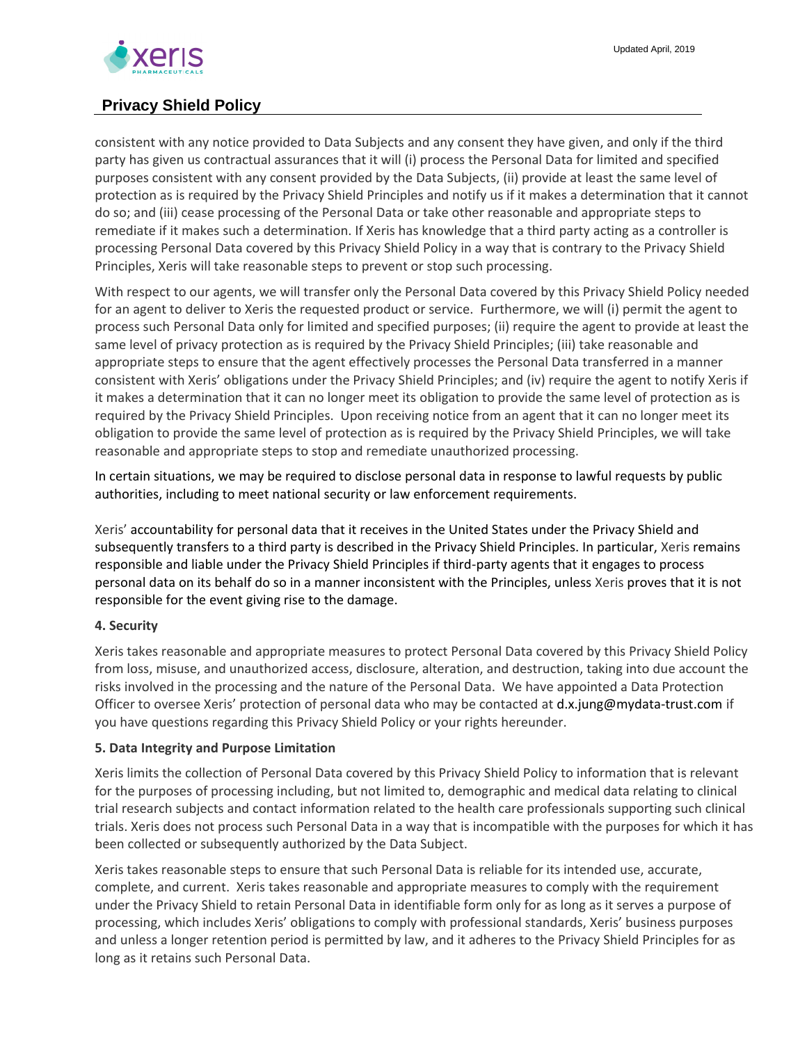consistent with any notice provided to Data Subjects and any consent they have given, and only if the third party has given us contractual assurances that it will (i) process the Personal Data for limited and specified purposes consistent with any consent provided by the Data Subjects, (ii) provide at least the same level of protection as is required by the Privacy Shield Principles and notify us if it makes a determination that it cannot do so; and (iii) cease processing of the Personal Data or take other reasonable and appropriate steps to remediate if it makes such a determination. If Xeris has knowledge that a third party acting as a controller is processing Personal Data covered by this Privacy Shield Policy in a way that is contrary to the Privacy Shield Principles, Xeris will take reasonable steps to prevent or stop such processing.

With respect to our agents, we will transfer only the Personal Data covered by this Privacy Shield Policy needed for an agent to deliver to Xeris the requested product or service. Furthermore, we will (i) permit the agent to process such Personal Data only for limited and specified purposes; (ii) require the agent to provide at least the same level of privacy protection as is required by the Privacy Shield Principles; (iii) take reasonable and appropriate steps to ensure that the agent effectively processes the Personal Data transferred in a manner consistent with Xeris' obligations under the Privacy Shield Principles; and (iv) require the agent to notify Xeris if it makes a determination that it can no longer meet its obligation to provide the same level of protection as is required by the Privacy Shield Principles. Upon receiving notice from an agent that it can no longer meet its obligation to provide the same level of protection as is required by the Privacy Shield Principles, we will take reasonable and appropriate steps to stop and remediate unauthorized processing.

In certain situations, we may be required to disclose personal data in response to lawful requests by public authorities, including to meet national security or law enforcement requirements.

Xeris' accountability for personal data that it receives in the United States under the Privacy Shield and subsequently transfers to a third party is described in the Privacy Shield Principles. In particular, Xeris remains responsible and liable under the Privacy Shield Principles if third-party agents that it engages to process personal data on its behalf do so in a manner inconsistent with the Principles, unless Xeris proves that it is not responsible for the event giving rise to the damage.

**4. Security**

Xeris takes reasonable and appropriate measures to protect Personal Data covered by this Privacy Shield Policy from loss, misuse, and unauthorized access, disclosure, alteration, and destruction, taking into due account the risks involved in the processing and the nature of the Personal Data. We have appointed a Data Protection Officer to oversee Xeris' protection of personal data who may be contacted at d.x.jung@mydata-trust.com if you have questions regarding this Privacy Shield Policy or your rights hereunder.

**5. Data Integrity and Purpose Limitation**

Xeris limits the collection of Personal Data covered by this Privacy Shield Policy to information that is relevant for the purposes of processing including, but not limited to, demographic and medical data relating to clinical trial research subjects and contact information related to the health care professionals supporting such clinical trials. Xeris does not process such Personal Data in a way that is incompatible with the purposes for which it has been collected or subsequently authorized by the Data Subject.

Xeris takes reasonable steps to ensure that such Personal Data is reliable for its intended use, accurate, complete, and current. Xeris takes reasonable and appropriate measures to comply with the requirement under the Privacy Shield to retain Personal Data in identifiable form only for as long as it serves a purpose of processing, which includes Xeris' obligations to comply with professional standards, Xeris' business purposes and unless a longer retention period is permitted by law, and it adheres to the Privacy Shield Principles for as long as it retains such Personal Data.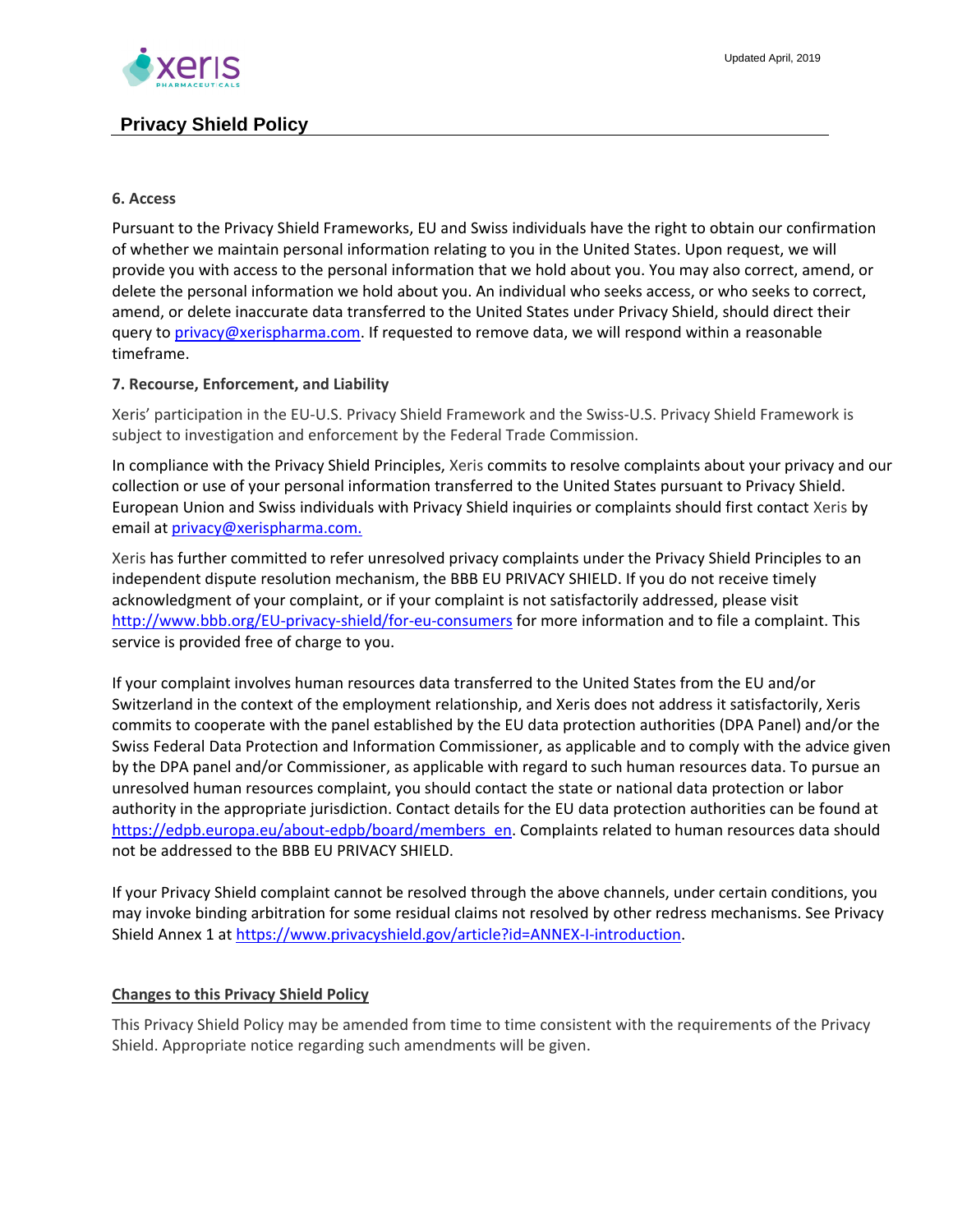# Privacy Shield Policy

**6. Access**

Pursuant to the Privacy Shield Frameworks, EU and Swiss individuals have the right to obtain our confirmation of whether we maintain personal information relating to you in the United States. Upon request, we will provide you with access to the personal information that we hold about you. You may also correct, amend, or delete the personal information we hold about you. An individual who seeks access, or who seeks to correct, amend, or delete inaccurate data transferred to the United States under Privacy Shield, should direct their query to privacy@xerispharma.com. If requested to remove data, we will respond within a reasonable timeframe.

**7. Recourse, Enforcement, and Liability**

Xeris' participation in the EU-U.S. Privacy Shield Framework and the Swiss-U.S. Privacy Shield Framework is subject to investigation and enforcement by the Federal Trade Commission.

In compliance with the Privacy Shield Principles, Xeris commits to resolve complaints about your privacy and our collection or use of your personal information transferred to the United States pursuant to Privacy Shield. European Union and Swiss individuals with Privacy Shield inquiries or complaints should first contact Xeris by email at privacy@xerispharma.com.

Xeris has further committed to refer unresolved privacy complaints under the Privacy Shield Principles to an independent dispute resolution mechanism, the BBB EU PRIVACY SHIELD. If you do not receive timely acknowledgment of your complaint, or if your complaint is not satisfactorily addressed, please visit http://www.bbb.org/EU-privacy-shield/for-eu-consumers for more information and to file a complaint. This service is provided free of charge to you.

If your complaint involves human resources data transferred to the United States from the EU and/or Switzerland in the context of the employment relationship, and Xeris does not address it satisfactorily, Xeris commits to cooperate with the panel established by the EU data protection authorities (DPA Panel) and/or the Swiss Federal Data Protection and Information Commissioner, as applicable and to comply with the advice given by the DPA panel and/or Commissioner, as applicable with regard to such human resources data. To pursue an unresolved human resources complaint, you should contact the state or national data protection or labor authority in the appropriate jurisdiction. Contact details for the EU data protection authorities can be found at https://edpb.europa.eu/about-edpb/board/members_en. Complaints related to human resources data should not be addressed to the BBB EU PRIVACY SHIELD.

If your Privacy Shield complaint cannot be resolved through the above channels, under certain conditions, you may invoke binding arbitration for some residual claims not resolved by other redress mechanisms. See Privacy Shield Annex 1 at https://www.privacyshield.gov/article?id=ANNEX-I-introduction.

**Changes to this Privacy Shield Policy**

This Privacy Shield Policy may be amended from time to time consistent with the requirements of the Privacy Shield. Appropriate notice regarding such amendments will be given.